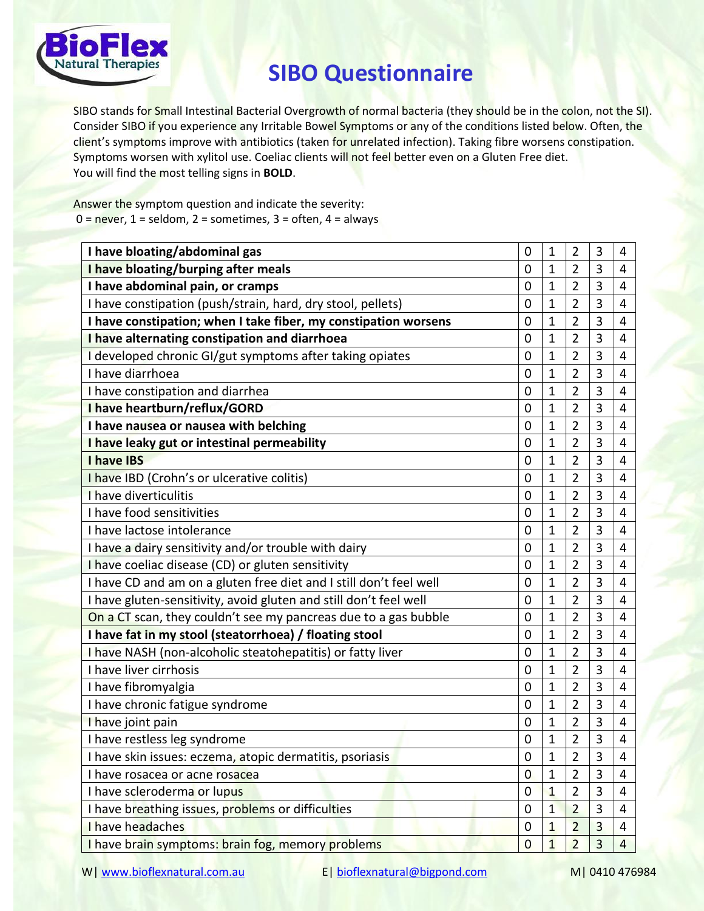# SIBO Questionnaire

SIBO stands for Small Intestinal Bacterial Overgrowth of normal bacteria (they should be in the colon, not the SI). Consider SIBO if you experience any Irritable Bowel Symptoms or any of the conditions listed below. Often, the client's symptoms improve with antibiotics (taken for unrelated infection). Taking fibre worsens constipation. Symptoms worsen with xylitol use. Coeliac clients will not feel better even on a Gluten Free diet.
You will find the most telling signs in **BOLD**.

Answer the symptom question and indicate the severity:
0 = never, 1 = seldom, 2 = sometimes, 3 = often, 4 = always

| Symptom | | | | | |
|---|---|---|---|---|---|
| **I have bloating/abdominal gas** | 0 | 1 | 2 | 3 | 4 |
| **I have bloating/burping after meals** | 0 | 1 | 2 | 3 | 4 |
| **I have abdominal pain, or cramps** | 0 | 1 | 2 | 3 | 4 |
| I have constipation (push/strain, hard, dry stool, pellets) | 0 | 1 | 2 | 3 | 4 |
| **I have constipation; when I take fiber, my constipation worsens** | 0 | 1 | 2 | 3 | 4 |
| **I have alternating constipation and diarrhoea** | 0 | 1 | 2 | 3 | 4 |
| I developed chronic GI/gut symptoms after taking opiates | 0 | 1 | 2 | 3 | 4 |
| I have diarrhoea | 0 | 1 | 2 | 3 | 4 |
| I have constipation and diarrhea | 0 | 1 | 2 | 3 | 4 |
| **I have heartburn/reflux/GORD** | 0 | 1 | 2 | 3 | 4 |
| **I have nausea or nausea with belching** | 0 | 1 | 2 | 3 | 4 |
| **I have leaky gut or intestinal permeability** | 0 | 1 | 2 | 3 | 4 |
| **I have IBS** | 0 | 1 | 2 | 3 | 4 |
| I have IBD (Crohn's or ulcerative colitis) | 0 | 1 | 2 | 3 | 4 |
| I have diverticulitis | 0 | 1 | 2 | 3 | 4 |
| I have food sensitivities | 0 | 1 | 2 | 3 | 4 |
| I have lactose intolerance | 0 | 1 | 2 | 3 | 4 |
| I have a dairy sensitivity and/or trouble with dairy | 0 | 1 | 2 | 3 | 4 |
| I have coeliac disease (CD) or gluten sensitivity | 0 | 1 | 2 | 3 | 4 |
| I have CD and am on a gluten free diet and I still don't feel well | 0 | 1 | 2 | 3 | 4 |
| I have gluten-sensitivity, avoid gluten and still don't feel well | 0 | 1 | 2 | 3 | 4 |
| On a CT scan, they couldn't see my pancreas due to a gas bubble | 0 | 1 | 2 | 3 | 4 |
| **I have fat in my stool (steatorrhoea) / floating stool** | 0 | 1 | 2 | 3 | 4 |
| I have NASH (non-alcoholic steatohepatitis) or fatty liver | 0 | 1 | 2 | 3 | 4 |
| I have liver cirrhosis | 0 | 1 | 2 | 3 | 4 |
| I have fibromyalgia | 0 | 1 | 2 | 3 | 4 |
| I have chronic fatigue syndrome | 0 | 1 | 2 | 3 | 4 |
| I have joint pain | 0 | 1 | 2 | 3 | 4 |
| I have restless leg syndrome | 0 | 1 | 2 | 3 | 4 |
| I have skin issues: eczema, atopic dermatitis, psoriasis | 0 | 1 | 2 | 3 | 4 |
| I have rosacea or acne rosacea | 0 | 1 | 2 | 3 | 4 |
| I have scleroderma or lupus | 0 | 1 | 2 | 3 | 4 |
| I have breathing issues, problems or difficulties | 0 | 1 | 2 | 3 | 4 |
| I have headaches | 0 | 1 | 2 | 3 | 4 |
| I have brain symptoms: brain fog, memory problems | 0 | 1 | 2 | 3 | 4 |

W| www.bioflexnatural.com.au E| bioflexnatural@bigpond.com M| 0410 476984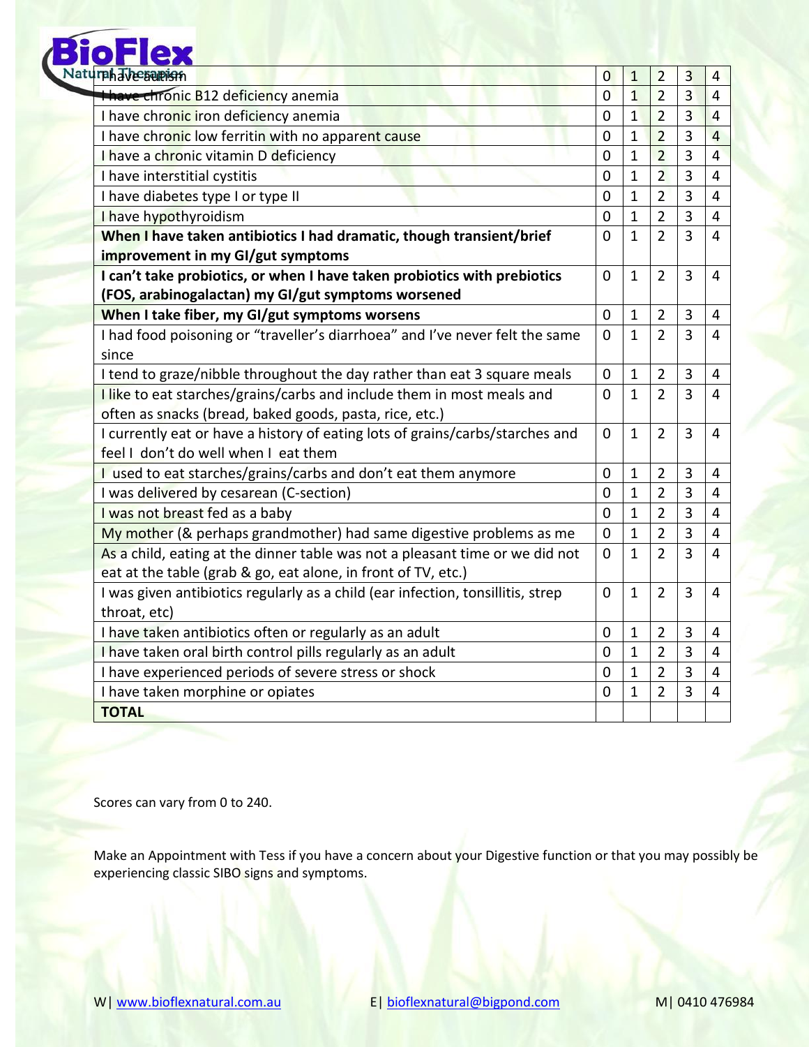| | | | | | |
|---|---|---|---|---|---|
| I have autism | 0 | 1 | 2 | 3 | 4 |
| I have chronic B12 deficiency anemia | 0 | 1 | 2 | 3 | 4 |
| I have chronic iron deficiency anemia | 0 | 1 | 2 | 3 | 4 |
| I have chronic low ferritin with no apparent cause | 0 | 1 | 2 | 3 | 4 |
| I have a chronic vitamin D deficiency | 0 | 1 | 2 | 3 | 4 |
| I have interstitial cystitis | 0 | 1 | 2 | 3 | 4 |
| I have diabetes type I or type II | 0 | 1 | 2 | 3 | 4 |
| I have hypothyroidism | 0 | 1 | 2 | 3 | 4 |
| **When I have taken antibiotics I had dramatic, though transient/brief improvement in my GI/gut symptoms** | 0 | 1 | 2 | 3 | 4 |
| **I can't take probiotics, or when I have taken probiotics with prebiotics (FOS, arabinogalactan) my GI/gut symptoms worsened** | 0 | 1 | 2 | 3 | 4 |
| **When I take fiber, my GI/gut symptoms worsens** | 0 | 1 | 2 | 3 | 4 |
| I had food poisoning or "traveller's diarrhoea" and I've never felt the same since | 0 | 1 | 2 | 3 | 4 |
| I tend to graze/nibble throughout the day rather than eat 3 square meals | 0 | 1 | 2 | 3 | 4 |
| I like to eat starches/grains/carbs and include them in most meals and often as snacks (bread, baked goods, pasta, rice, etc.) | 0 | 1 | 2 | 3 | 4 |
| I currently eat or have a history of eating lots of grains/carbs/starches and feel I don't do well when I eat them | 0 | 1 | 2 | 3 | 4 |
| I used to eat starches/grains/carbs and don't eat them anymore | 0 | 1 | 2 | 3 | 4 |
| I was delivered by cesarean (C-section) | 0 | 1 | 2 | 3 | 4 |
| I was not breast fed as a baby | 0 | 1 | 2 | 3 | 4 |
| My mother (& perhaps grandmother) had same digestive problems as me | 0 | 1 | 2 | 3 | 4 |
| As a child, eating at the dinner table was not a pleasant time or we did not eat at the table (grab & go, eat alone, in front of TV, etc.) | 0 | 1 | 2 | 3 | 4 |
| I was given antibiotics regularly as a child (ear infection, tonsillitis, strep throat, etc) | 0 | 1 | 2 | 3 | 4 |
| I have taken antibiotics often or regularly as an adult | 0 | 1 | 2 | 3 | 4 |
| I have taken oral birth control pills regularly as an adult | 0 | 1 | 2 | 3 | 4 |
| I have experienced periods of severe stress or shock | 0 | 1 | 2 | 3 | 4 |
| I have taken morphine or opiates | 0 | 1 | 2 | 3 | 4 |
| **TOTAL** | | | | | |

Scores can vary from 0 to 240.

Make an Appointment with Tess if you have a concern about your Digestive function or that you may possibly be experiencing classic SIBO signs and symptoms.

W| www.bioflexnatural.com.au E| bioflexnatural@bigpond.com M| 0410 476984